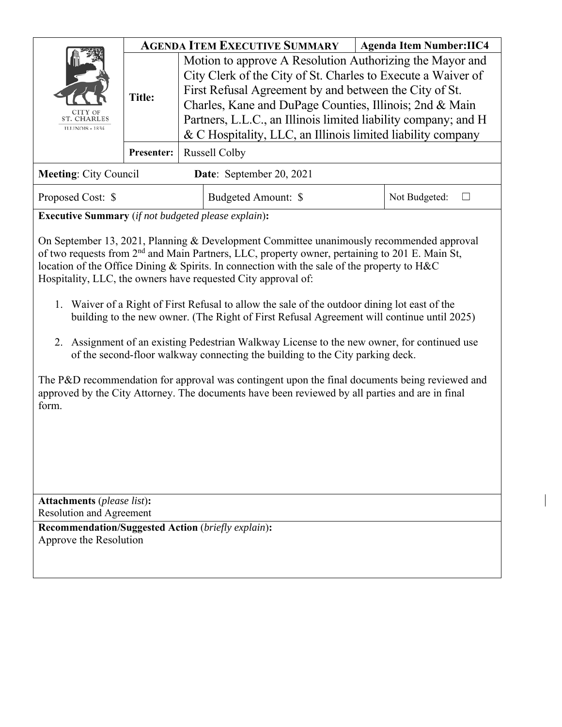| CITY OF ST. CHARLES ILLINOIS • 1834 | **AGENDA ITEM EXECUTIVE SUMMARY** | | **Agenda Item Number:IIC4** |
|---|---|---|---|
| | **Title:** | Motion to approve A Resolution Authorizing the Mayor and City Clerk of the City of St. Charles to Execute a Waiver of First Refusal Agreement by and between the City of St. Charles, Kane and DuPage Counties, Illinois; 2nd & Main Partners, L.L.C., an Illinois limited liability company; and H & C Hospitality, LLC, an Illinois limited liability company | |
| | **Presenter:** | Russell Colby | |

**Meeting**: City Council **Date**: September 20, 2021

| Proposed Cost: $ | Budgeted Amount: $ | Not Budgeted: ☐ |
|---|---|---|

**Executive Summary** (*if not budgeted please explain*)**:**

On September 13, 2021, Planning & Development Committee unanimously recommended approval of two requests from 2nd and Main Partners, LLC, property owner, pertaining to 201 E. Main St, location of the Office Dining & Spirits. In connection with the sale of the property to H&C Hospitality, LLC, the owners have requested City approval of:

1. Waiver of a Right of First Refusal to allow the sale of the outdoor dining lot east of the building to the new owner. (The Right of First Refusal Agreement will continue until 2025)

2. Assignment of an existing Pedestrian Walkway License to the new owner, for continued use of the second-floor walkway connecting the building to the City parking deck.

The P&D recommendation for approval was contingent upon the final documents being reviewed and approved by the City Attorney. The documents have been reviewed by all parties and are in final form.

**Attachments** (*please list*)**:**
Resolution and Agreement

**Recommendation/Suggested Action** (*briefly explain*)**:**
Approve the Resolution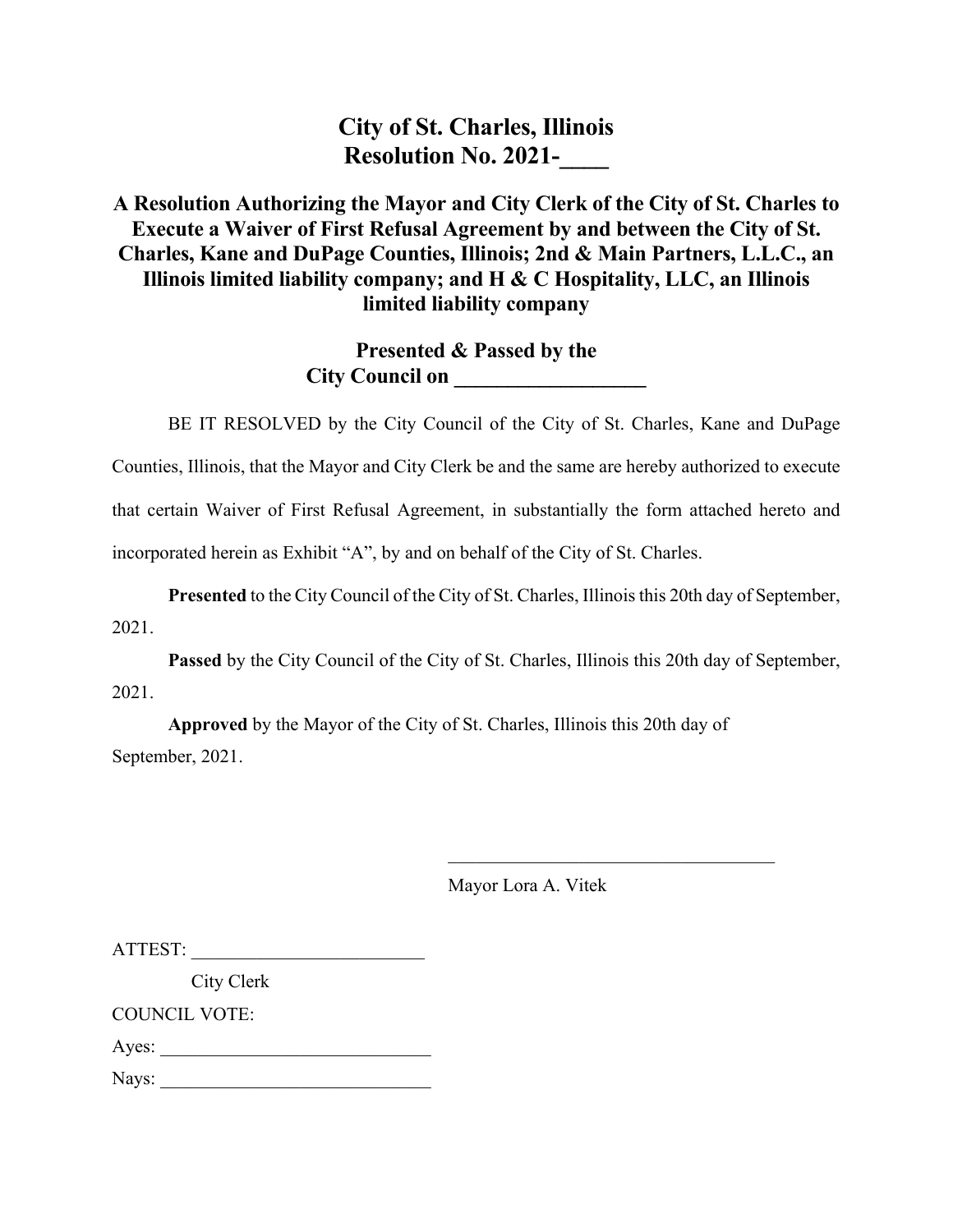# City of St. Charles, Illinois
# Resolution No. 2021-____

## A Resolution Authorizing the Mayor and City Clerk of the City of St. Charles to Execute a Waiver of First Refusal Agreement by and between the City of St. Charles, Kane and DuPage Counties, Illinois; 2nd & Main Partners, L.L.C., an Illinois limited liability company; and H & C Hospitality, LLC, an Illinois limited liability company

**Presented & Passed by the City Council on ________________**

BE IT RESOLVED by the City Council of the City of St. Charles, Kane and DuPage Counties, Illinois, that the Mayor and City Clerk be and the same are hereby authorized to execute that certain Waiver of First Refusal Agreement, in substantially the form attached hereto and incorporated herein as Exhibit "A", by and on behalf of the City of St. Charles.

**Presented** to the City Council of the City of St. Charles, Illinois this 20th day of September, 2021.

**Passed** by the City Council of the City of St. Charles, Illinois this 20th day of September, 2021.

**Approved** by the Mayor of the City of St. Charles, Illinois this 20th day of September, 2021.

__________________________________

Mayor Lora A. Vitek

ATTEST: ________________________

City Clerk

COUNCIL VOTE:

Ayes: ____________________________

Nays: ____________________________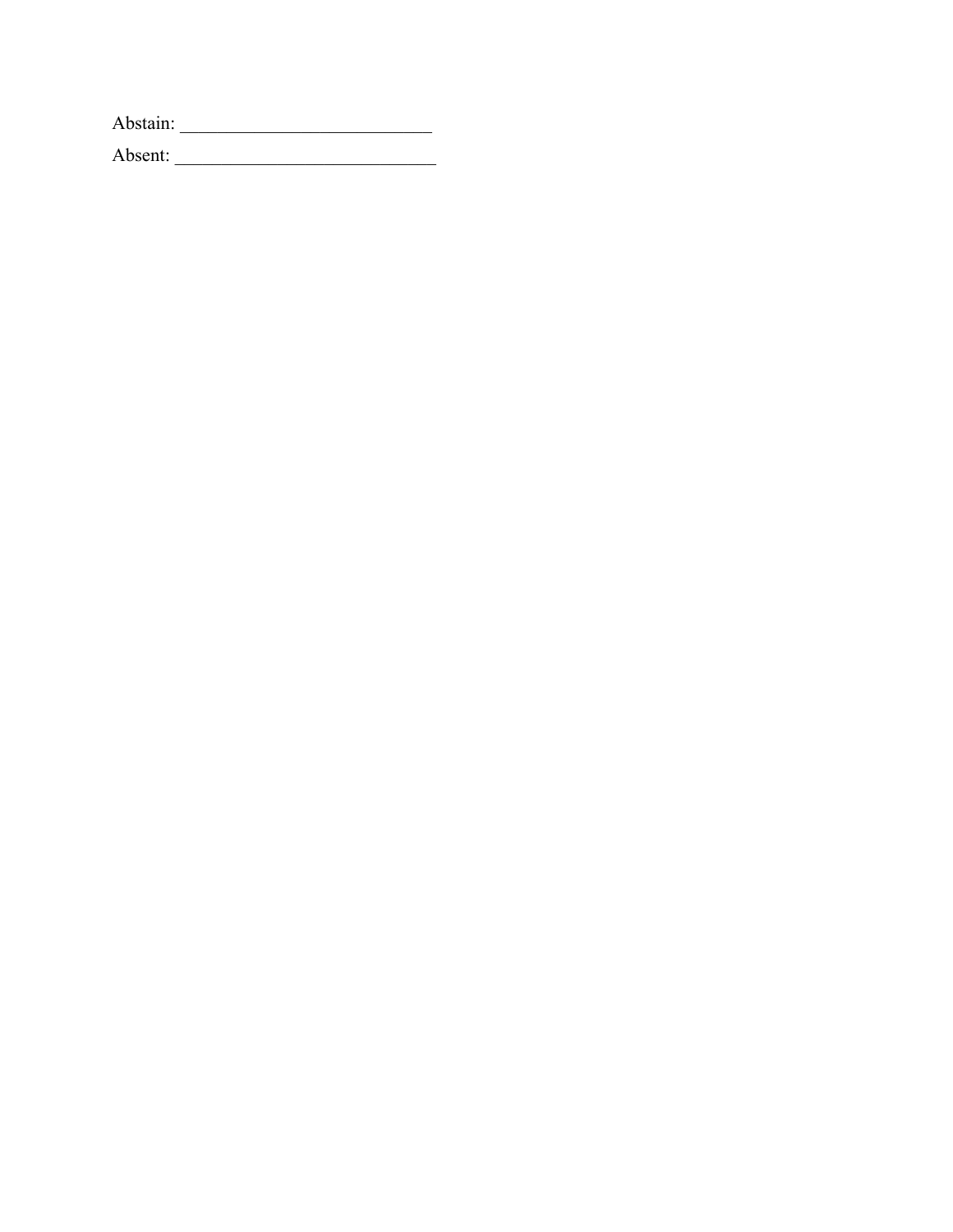Abstain: ___________________________

Absent: ____________________________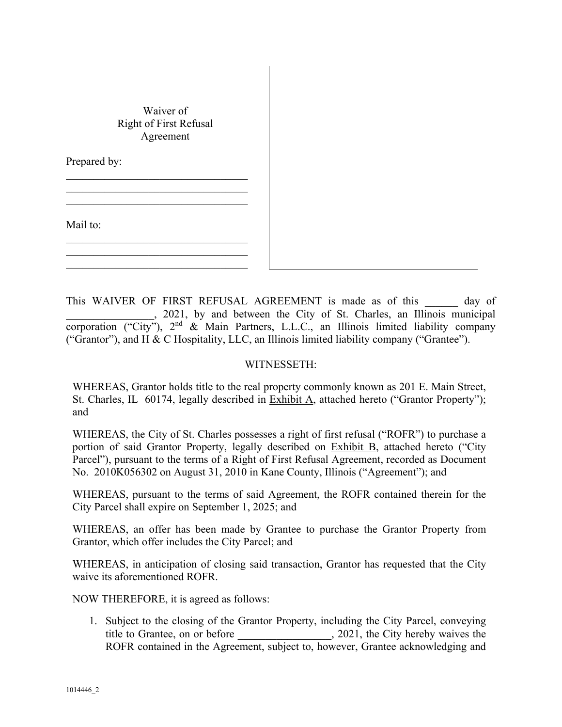Waiver of
Right of First Refusal
Agreement

Prepared by:

\_\_\_\_\_\_\_\_\_\_\_\_\_\_\_\_\_\_\_\_\_\_\_\_\_\_\_\_\_\_\_\_\_\_

\_\_\_\_\_\_\_\_\_\_\_\_\_\_\_\_\_\_\_\_\_\_\_\_\_\_\_\_\_\_\_\_\_\_

\_\_\_\_\_\_\_\_\_\_\_\_\_\_\_\_\_\_\_\_\_\_\_\_\_\_\_\_\_\_\_\_\_\_

Mail to:

\_\_\_\_\_\_\_\_\_\_\_\_\_\_\_\_\_\_\_\_\_\_\_\_\_\_\_\_\_\_\_\_\_\_

\_\_\_\_\_\_\_\_\_\_\_\_\_\_\_\_\_\_\_\_\_\_\_\_\_\_\_\_\_\_\_\_\_\_

\_\_\_\_\_\_\_\_\_\_\_\_\_\_\_\_\_\_\_\_\_\_\_\_\_\_\_\_\_\_\_\_\_\_

This WAIVER OF FIRST REFUSAL AGREEMENT is made as of this ______ day of ________________, 2021, by and between the City of St. Charles, an Illinois municipal corporation ("City"), 2nd & Main Partners, L.L.C., an Illinois limited liability company ("Grantor"), and H & C Hospitality, LLC, an Illinois limited liability company ("Grantee").

WITNESSETH:

WHEREAS, Grantor holds title to the real property commonly known as 201 E. Main Street, St. Charles, IL 60174, legally described in Exhibit A, attached hereto ("Grantor Property"); and

WHEREAS, the City of St. Charles possesses a right of first refusal ("ROFR") to purchase a portion of said Grantor Property, legally described on Exhibit B, attached hereto ("City Parcel"), pursuant to the terms of a Right of First Refusal Agreement, recorded as Document No. 2010K056302 on August 31, 2010 in Kane County, Illinois ("Agreement"); and

WHEREAS, pursuant to the terms of said Agreement, the ROFR contained therein for the City Parcel shall expire on September 1, 2025; and

WHEREAS, an offer has been made by Grantee to purchase the Grantor Property from Grantor, which offer includes the City Parcel; and

WHEREAS, in anticipation of closing said transaction, Grantor has requested that the City waive its aforementioned ROFR.

NOW THEREFORE, it is agreed as follows:

1. Subject to the closing of the Grantor Property, including the City Parcel, conveying title to Grantee, on or before _________________, 2021, the City hereby waives the ROFR contained in the Agreement, subject to, however, Grantee acknowledging and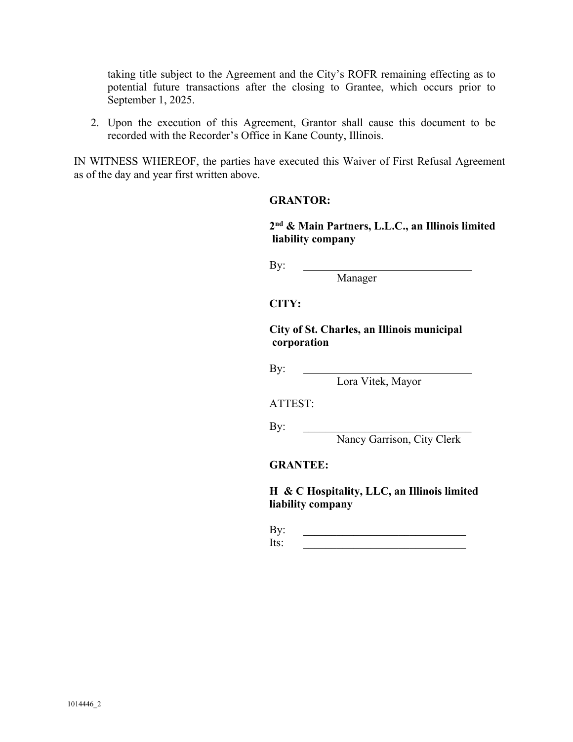taking title subject to the Agreement and the City's ROFR remaining effecting as to potential future transactions after the closing to Grantee, which occurs prior to September 1, 2025.

2. Upon the execution of this Agreement, Grantor shall cause this document to be recorded with the Recorder's Office in Kane County, Illinois.

IN WITNESS WHEREOF, the parties have executed this Waiver of First Refusal Agreement as of the day and year first written above.

**GRANTOR:**

**2nd & Main Partners, L.L.C., an Illinois limited liability company**

By: ______________________________
Manager

**CITY:**

**City of St. Charles, an Illinois municipal corporation**

By: ______________________________
Lora Vitek, Mayor

ATTEST:

By: ______________________________
Nancy Garrison, City Clerk

**GRANTEE:**

**H & C Hospitality, LLC, an Illinois limited liability company**

By: ______________________________
Its: ______________________________

1014446_2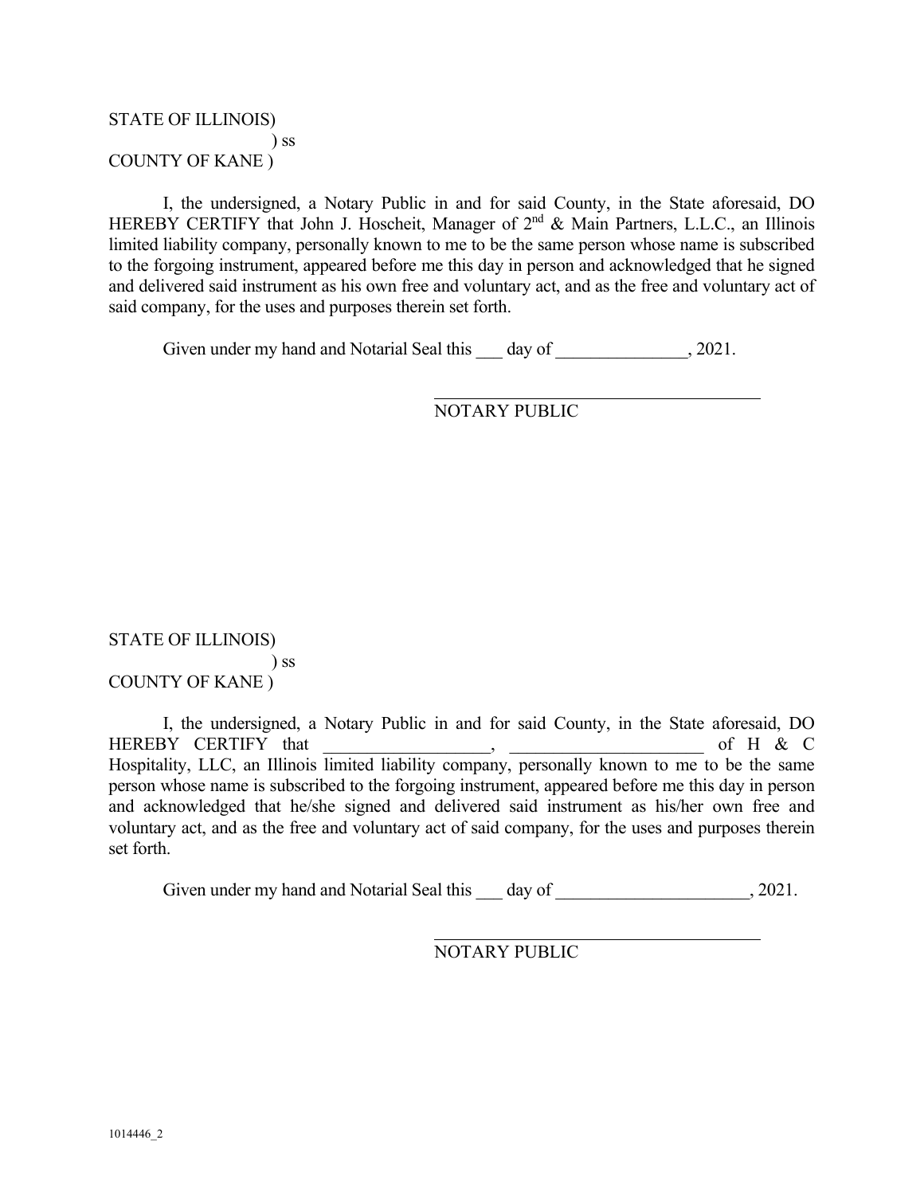STATE OF ILLINOIS)
) ss
COUNTY OF KANE )

I, the undersigned, a Notary Public in and for said County, in the State aforesaid, DO HEREBY CERTIFY that John J. Hoscheit, Manager of 2nd & Main Partners, L.L.C., an Illinois limited liability company, personally known to me to be the same person whose name is subscribed to the forgoing instrument, appeared before me this day in person and acknowledged that he signed and delivered said instrument as his own free and voluntary act, and as the free and voluntary act of said company, for the uses and purposes therein set forth.

Given under my hand and Notarial Seal this ___ day of _______________, 2021.

_____________________________________
NOTARY PUBLIC

STATE OF ILLINOIS)
) ss
COUNTY OF KANE )

I, the undersigned, a Notary Public in and for said County, in the State aforesaid, DO HEREBY CERTIFY that ___________________, ______________________ of H & C Hospitality, LLC, an Illinois limited liability company, personally known to me to be the same person whose name is subscribed to the forgoing instrument, appeared before me this day in person and acknowledged that he/she signed and delivered said instrument as his/her own free and voluntary act, and as the free and voluntary act of said company, for the uses and purposes therein set forth.

Given under my hand and Notarial Seal this ___ day of ______________________, 2021.

_____________________________________
NOTARY PUBLIC

1014446_2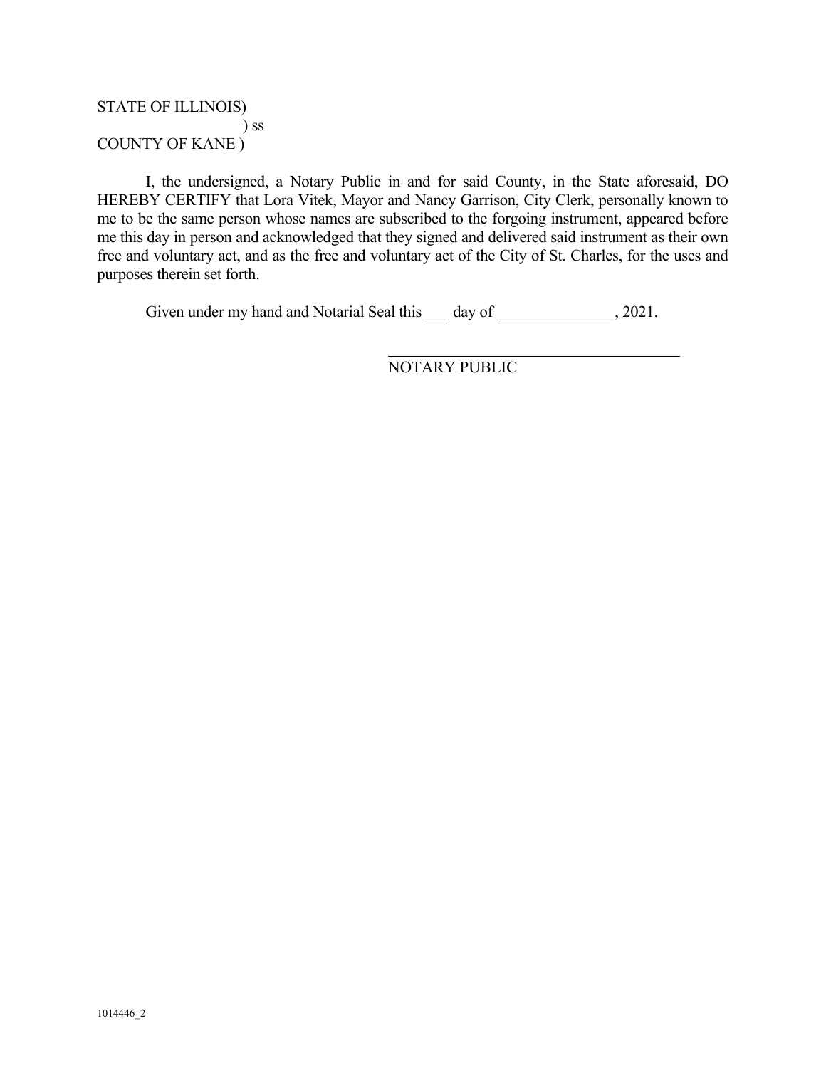STATE OF ILLINOIS)
) ss
COUNTY OF KANE )

I, the undersigned, a Notary Public in and for said County, in the State aforesaid, DO HEREBY CERTIFY that Lora Vitek, Mayor and Nancy Garrison, City Clerk, personally known to me to be the same person whose names are subscribed to the forgoing instrument, appeared before me this day in person and acknowledged that they signed and delivered said instrument as their own free and voluntary act, and as the free and voluntary act of the City of St. Charles, for the uses and purposes therein set forth.

Given under my hand and Notarial Seal this ___ day of _______________, 2021.

______________________________________
NOTARY PUBLIC

1014446_2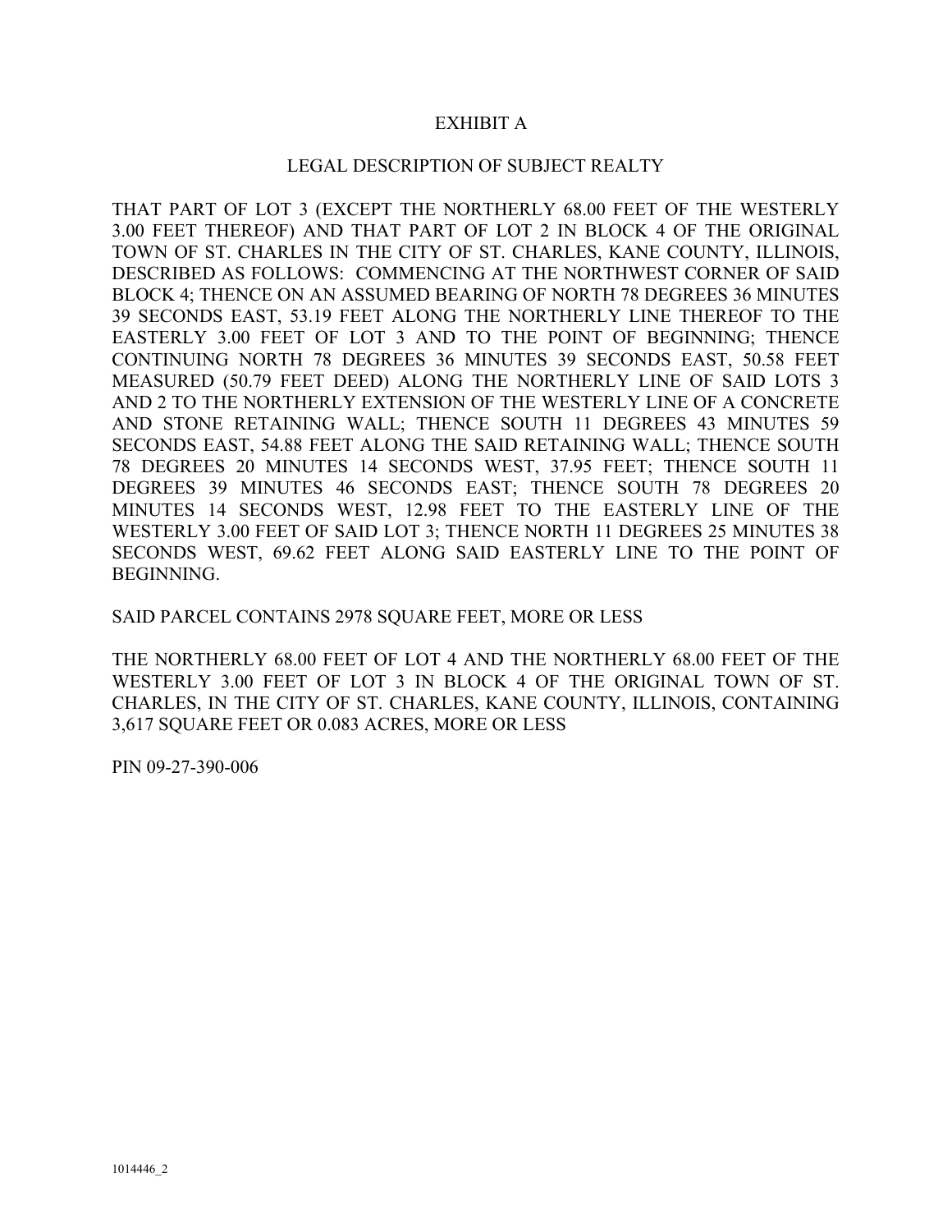# EXHIBIT A

## LEGAL DESCRIPTION OF SUBJECT REALTY

THAT PART OF LOT 3 (EXCEPT THE NORTHERLY 68.00 FEET OF THE WESTERLY 3.00 FEET THEREOF) AND THAT PART OF LOT 2 IN BLOCK 4 OF THE ORIGINAL TOWN OF ST. CHARLES IN THE CITY OF ST. CHARLES, KANE COUNTY, ILLINOIS, DESCRIBED AS FOLLOWS: COMMENCING AT THE NORTHWEST CORNER OF SAID BLOCK 4; THENCE ON AN ASSUMED BEARING OF NORTH 78 DEGREES 36 MINUTES 39 SECONDS EAST, 53.19 FEET ALONG THE NORTHERLY LINE THEREOF TO THE EASTERLY 3.00 FEET OF LOT 3 AND TO THE POINT OF BEGINNING; THENCE CONTINUING NORTH 78 DEGREES 36 MINUTES 39 SECONDS EAST, 50.58 FEET MEASURED (50.79 FEET DEED) ALONG THE NORTHERLY LINE OF SAID LOTS 3 AND 2 TO THE NORTHERLY EXTENSION OF THE WESTERLY LINE OF A CONCRETE AND STONE RETAINING WALL; THENCE SOUTH 11 DEGREES 43 MINUTES 59 SECONDS EAST, 54.88 FEET ALONG THE SAID RETAINING WALL; THENCE SOUTH 78 DEGREES 20 MINUTES 14 SECONDS WEST, 37.95 FEET; THENCE SOUTH 11 DEGREES 39 MINUTES 46 SECONDS EAST; THENCE SOUTH 78 DEGREES 20 MINUTES 14 SECONDS WEST, 12.98 FEET TO THE EASTERLY LINE OF THE WESTERLY 3.00 FEET OF SAID LOT 3; THENCE NORTH 11 DEGREES 25 MINUTES 38 SECONDS WEST, 69.62 FEET ALONG SAID EASTERLY LINE TO THE POINT OF BEGINNING.

SAID PARCEL CONTAINS 2978 SQUARE FEET, MORE OR LESS

THE NORTHERLY 68.00 FEET OF LOT 4 AND THE NORTHERLY 68.00 FEET OF THE WESTERLY 3.00 FEET OF LOT 3 IN BLOCK 4 OF THE ORIGINAL TOWN OF ST. CHARLES, IN THE CITY OF ST. CHARLES, KANE COUNTY, ILLINOIS, CONTAINING 3,617 SQUARE FEET OR 0.083 ACRES, MORE OR LESS

PIN 09-27-390-006

1014446_2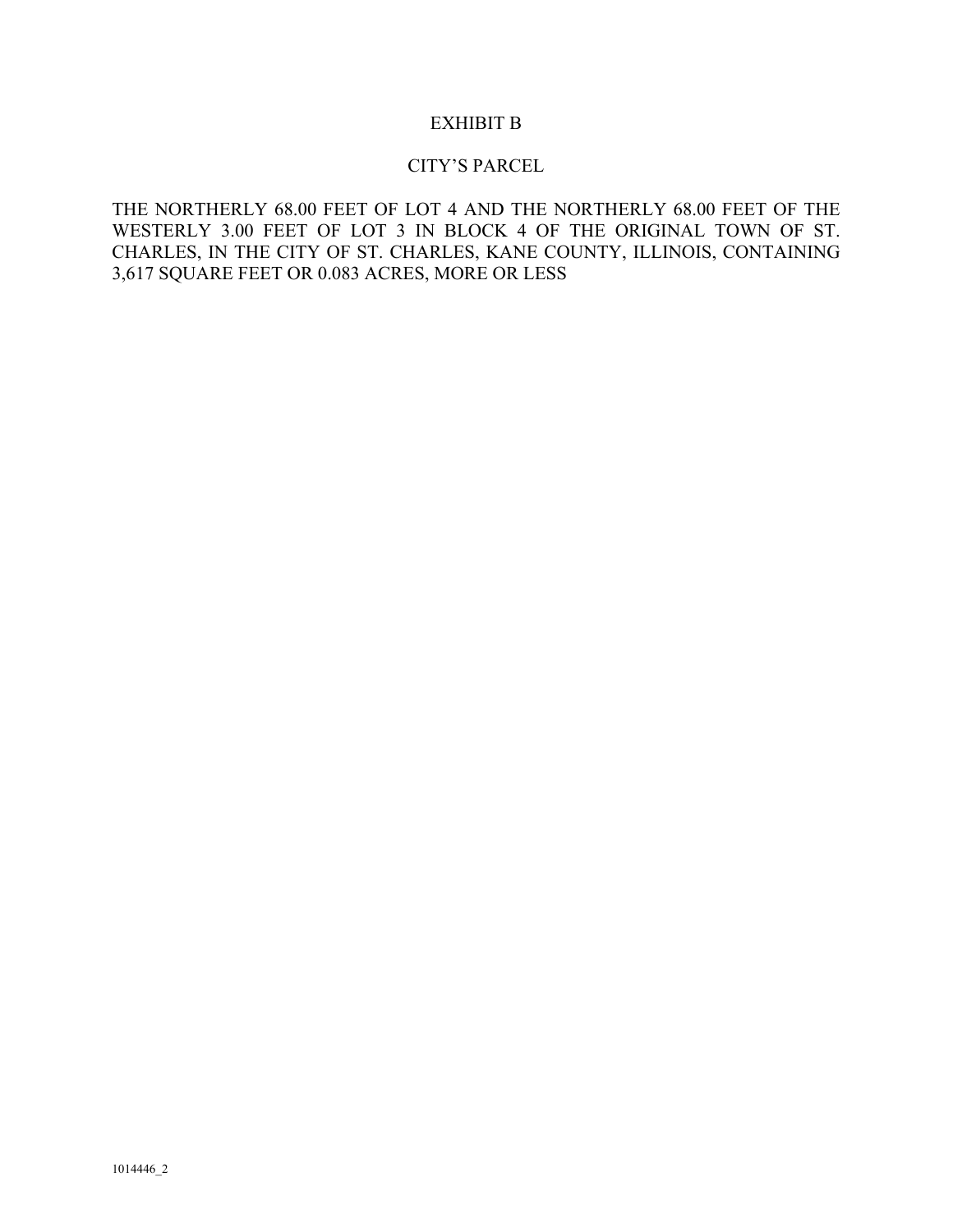# EXHIBIT B

## CITY'S PARCEL

THE NORTHERLY 68.00 FEET OF LOT 4 AND THE NORTHERLY 68.00 FEET OF THE WESTERLY 3.00 FEET OF LOT 3 IN BLOCK 4 OF THE ORIGINAL TOWN OF ST. CHARLES, IN THE CITY OF ST. CHARLES, KANE COUNTY, ILLINOIS, CONTAINING 3,617 SQUARE FEET OR 0.083 ACRES, MORE OR LESS

1014446_2